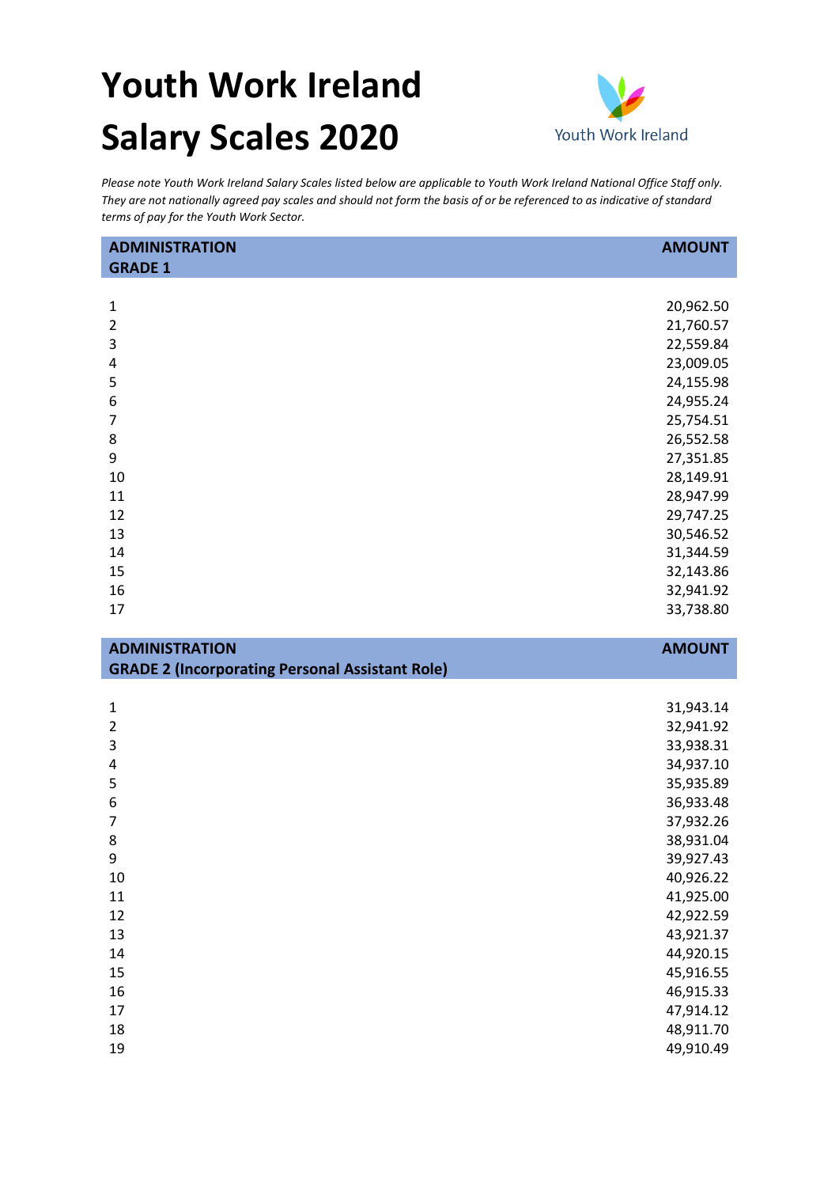# Youth Work Ireland Salary Scales 2020

Youth Work Ireland

*Please note Youth Work Ireland Salary Scales listed below are applicable to Youth Work Ireland National Office Staff only. They are not nationally agreed pay scales and should not form the basis of or be referenced to as indicative of standard terms of pay for the Youth Work Sector.*

| ADMINISTRATION GRADE 1 | AMOUNT |
|---|---|
| 1 | 20,962.50 |
| 2 | 21,760.57 |
| 3 | 22,559.84 |
| 4 | 23,009.05 |
| 5 | 24,155.98 |
| 6 | 24,955.24 |
| 7 | 25,754.51 |
| 8 | 26,552.58 |
| 9 | 27,351.85 |
| 10 | 28,149.91 |
| 11 | 28,947.99 |
| 12 | 29,747.25 |
| 13 | 30,546.52 |
| 14 | 31,344.59 |
| 15 | 32,143.86 |
| 16 | 32,941.92 |
| 17 | 33,738.80 |

| ADMINISTRATION GRADE 2 (Incorporating Personal Assistant Role) | AMOUNT |
|---|---|
| 1 | 31,943.14 |
| 2 | 32,941.92 |
| 3 | 33,938.31 |
| 4 | 34,937.10 |
| 5 | 35,935.89 |
| 6 | 36,933.48 |
| 7 | 37,932.26 |
| 8 | 38,931.04 |
| 9 | 39,927.43 |
| 10 | 40,926.22 |
| 11 | 41,925.00 |
| 12 | 42,922.59 |
| 13 | 43,921.37 |
| 14 | 44,920.15 |
| 15 | 45,916.55 |
| 16 | 46,915.33 |
| 17 | 47,914.12 |
| 18 | 48,911.70 |
| 19 | 49,910.49 |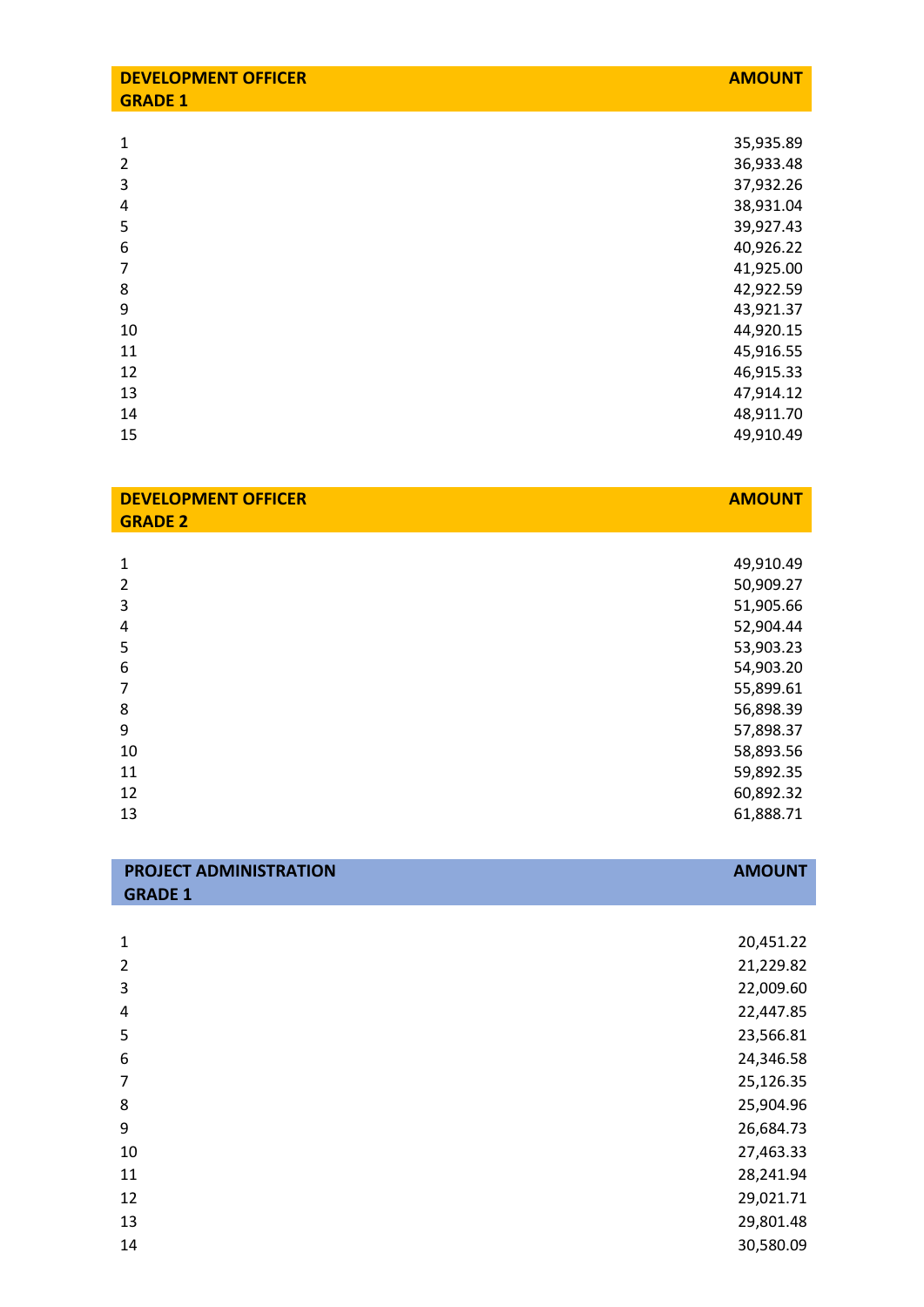| DEVELOPMENT OFFICER GRADE 1 | AMOUNT |
|---|---|
| 1 | 35,935.89 |
| 2 | 36,933.48 |
| 3 | 37,932.26 |
| 4 | 38,931.04 |
| 5 | 39,927.43 |
| 6 | 40,926.22 |
| 7 | 41,925.00 |
| 8 | 42,922.59 |
| 9 | 43,921.37 |
| 10 | 44,920.15 |
| 11 | 45,916.55 |
| 12 | 46,915.33 |
| 13 | 47,914.12 |
| 14 | 48,911.70 |
| 15 | 49,910.49 |

| DEVELOPMENT OFFICER GRADE 2 | AMOUNT |
|---|---|
| 1 | 49,910.49 |
| 2 | 50,909.27 |
| 3 | 51,905.66 |
| 4 | 52,904.44 |
| 5 | 53,903.23 |
| 6 | 54,903.20 |
| 7 | 55,899.61 |
| 8 | 56,898.39 |
| 9 | 57,898.37 |
| 10 | 58,893.56 |
| 11 | 59,892.35 |
| 12 | 60,892.32 |
| 13 | 61,888.71 |

| PROJECT ADMINISTRATION GRADE 1 | AMOUNT |
|---|---|
| 1 | 20,451.22 |
| 2 | 21,229.82 |
| 3 | 22,009.60 |
| 4 | 22,447.85 |
| 5 | 23,566.81 |
| 6 | 24,346.58 |
| 7 | 25,126.35 |
| 8 | 25,904.96 |
| 9 | 26,684.73 |
| 10 | 27,463.33 |
| 11 | 28,241.94 |
| 12 | 29,021.71 |
| 13 | 29,801.48 |
| 14 | 30,580.09 |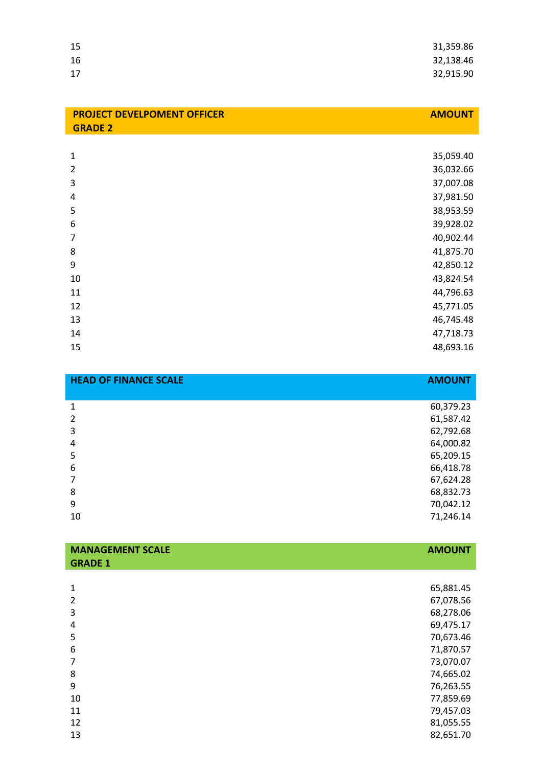| | |
|---|---|
| 15 | 31,359.86 |
| 16 | 32,138.46 |
| 17 | 32,915.90 |

| **PROJECT DEVELPOMENT OFFICER GRADE 2** | **AMOUNT** |
|---|---|
| 1 | 35,059.40 |
| 2 | 36,032.66 |
| 3 | 37,007.08 |
| 4 | 37,981.50 |
| 5 | 38,953.59 |
| 6 | 39,928.02 |
| 7 | 40,902.44 |
| 8 | 41,875.70 |
| 9 | 42,850.12 |
| 10 | 43,824.54 |
| 11 | 44,796.63 |
| 12 | 45,771.05 |
| 13 | 46,745.48 |
| 14 | 47,718.73 |
| 15 | 48,693.16 |

| **HEAD OF FINANCE SCALE** | **AMOUNT** |
|---|---|
| 1 | 60,379.23 |
| 2 | 61,587.42 |
| 3 | 62,792.68 |
| 4 | 64,000.82 |
| 5 | 65,209.15 |
| 6 | 66,418.78 |
| 7 | 67,624.28 |
| 8 | 68,832.73 |
| 9 | 70,042.12 |
| 10 | 71,246.14 |

| **MANAGEMENT SCALE GRADE 1** | **AMOUNT** |
|---|---|
| 1 | 65,881.45 |
| 2 | 67,078.56 |
| 3 | 68,278.06 |
| 4 | 69,475.17 |
| 5 | 70,673.46 |
| 6 | 71,870.57 |
| 7 | 73,070.07 |
| 8 | 74,665.02 |
| 9 | 76,263.55 |
| 10 | 77,859.69 |
| 11 | 79,457.03 |
| 12 | 81,055.55 |
| 13 | 82,651.70 |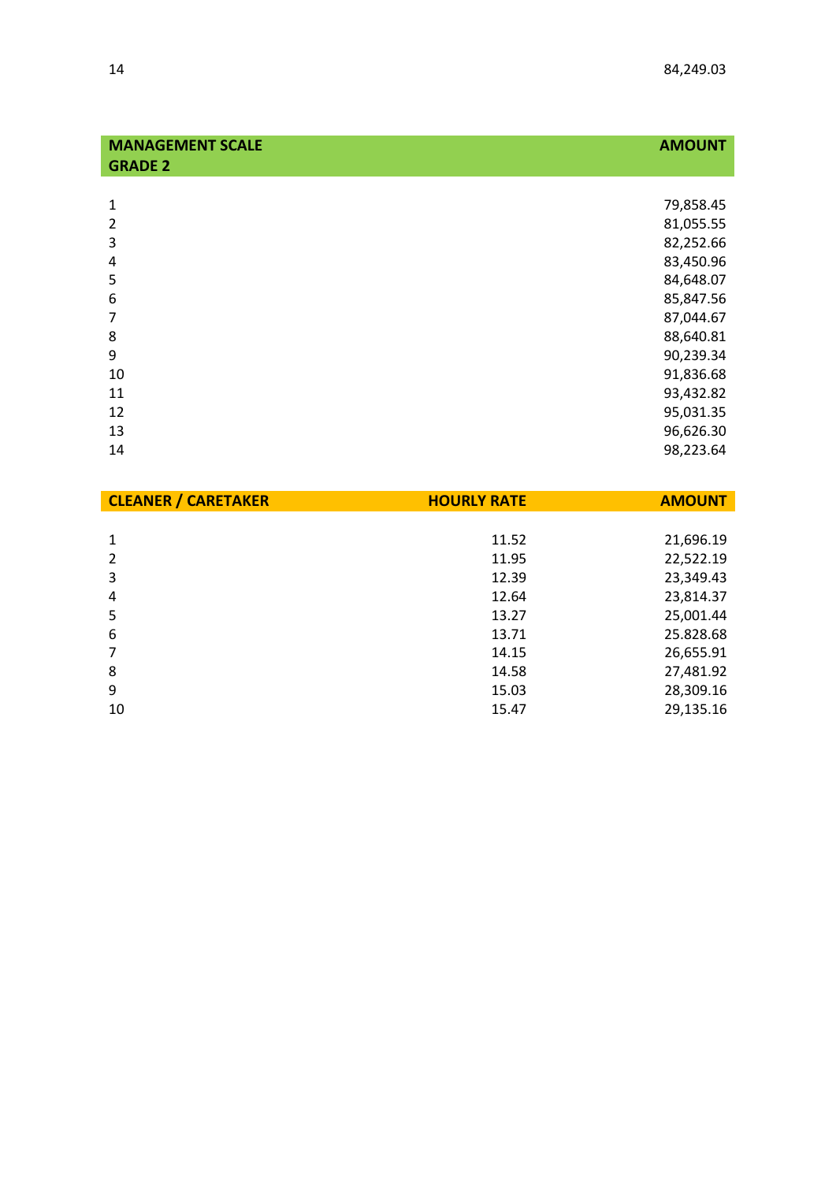| | |
|---|---|
| 14 | 84,249.03 |

| MANAGEMENT SCALE GRADE 2 | AMOUNT |
|---|---|
| 1 | 79,858.45 |
| 2 | 81,055.55 |
| 3 | 82,252.66 |
| 4 | 83,450.96 |
| 5 | 84,648.07 |
| 6 | 85,847.56 |
| 7 | 87,044.67 |
| 8 | 88,640.81 |
| 9 | 90,239.34 |
| 10 | 91,836.68 |
| 11 | 93,432.82 |
| 12 | 95,031.35 |
| 13 | 96,626.30 |
| 14 | 98,223.64 |

| CLEANER / CARETAKER | HOURLY RATE | AMOUNT |
|---|---|---|
| 1 | 11.52 | 21,696.19 |
| 2 | 11.95 | 22,522.19 |
| 3 | 12.39 | 23,349.43 |
| 4 | 12.64 | 23,814.37 |
| 5 | 13.27 | 25,001.44 |
| 6 | 13.71 | 25.828.68 |
| 7 | 14.15 | 26,655.91 |
| 8 | 14.58 | 27,481.92 |
| 9 | 15.03 | 28,309.16 |
| 10 | 15.47 | 29,135.16 |